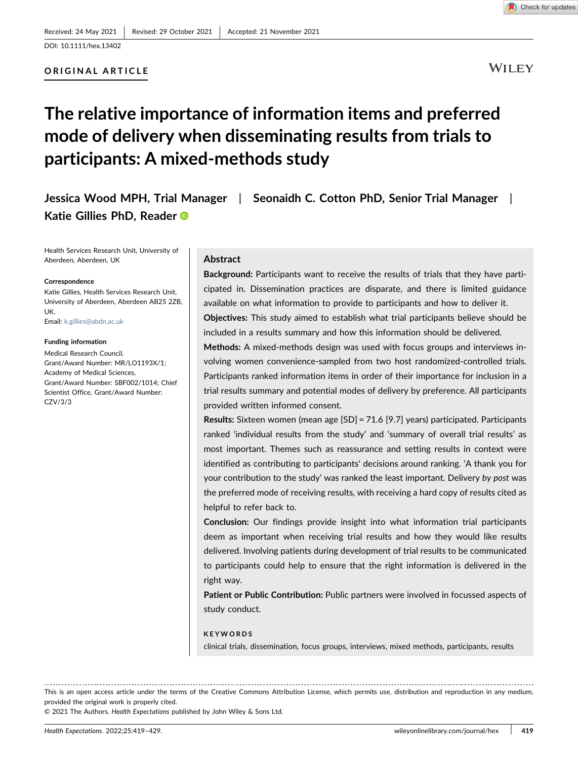Received: 24 May 2021 | Revised: 29 October 2021 | Accepted: 21 November 2021

DOI: 10.1111/hex.13402

**ORIGINAL ARTICLE**

# The relative importance of information items and preferred mode of delivery when disseminating results from trials to participants: A mixed-methods study

**Jessica Wood MPH, Trial Manager | Seonaidh C. Cotton PhD, Senior Trial Manager | Katie Gillies PhD, Reader**

Health Services Research Unit, University of Aberdeen, Aberdeen, UK

**Correspondence**
Katie Gillies, Health Services Research Unit, University of Aberdeen, Aberdeen AB25 2ZB, UK.
Email: k.gillies@abdn.ac.uk

**Funding information**
Medical Research Council, Grant/Award Number: MR/LO1193X/1; Academy of Medical Sciences, Grant/Award Number: SBF002/1014; Chief Scientist Office, Grant/Award Number: CZV/3/3

## Abstract

**Background:** Participants want to receive the results of trials that they have participated in. Dissemination practices are disparate, and there is limited guidance available on what information to provide to participants and how to deliver it.

**Objectives:** This study aimed to establish what trial participants believe should be included in a results summary and how this information should be delivered.

**Methods:** A mixed-methods design was used with focus groups and interviews involving women convenience-sampled from two host randomized-controlled trials. Participants ranked information items in order of their importance for inclusion in a trial results summary and potential modes of delivery by preference. All participants provided written informed consent.

**Results:** Sixteen women (mean age [SD] = 71.6 [9.7] years) participated. Participants ranked 'individual results from the study' and 'summary of overall trial results' as most important. Themes such as reassurance and setting results in context were identified as contributing to participants' decisions around ranking. 'A thank you for your contribution to the study' was ranked the least important. Delivery *by post* was the preferred mode of receiving results, with receiving a hard copy of results cited as helpful to refer back to.

**Conclusion:** Our findings provide insight into what information trial participants deem as important when receiving trial results and how they would like results delivered. Involving patients during development of trial results to be communicated to participants could help to ensure that the right information is delivered in the right way.

**Patient or Public Contribution:** Public partners were involved in focussed aspects of study conduct.

**KEYWORDS**

clinical trials, dissemination, focus groups, interviews, mixed methods, participants, results

---

This is an open access article under the terms of the Creative Commons Attribution License, which permits use, distribution and reproduction in any medium, provided the original work is properly cited.

© 2021 The Authors. *Health Expectations* published by John Wiley & Sons Ltd.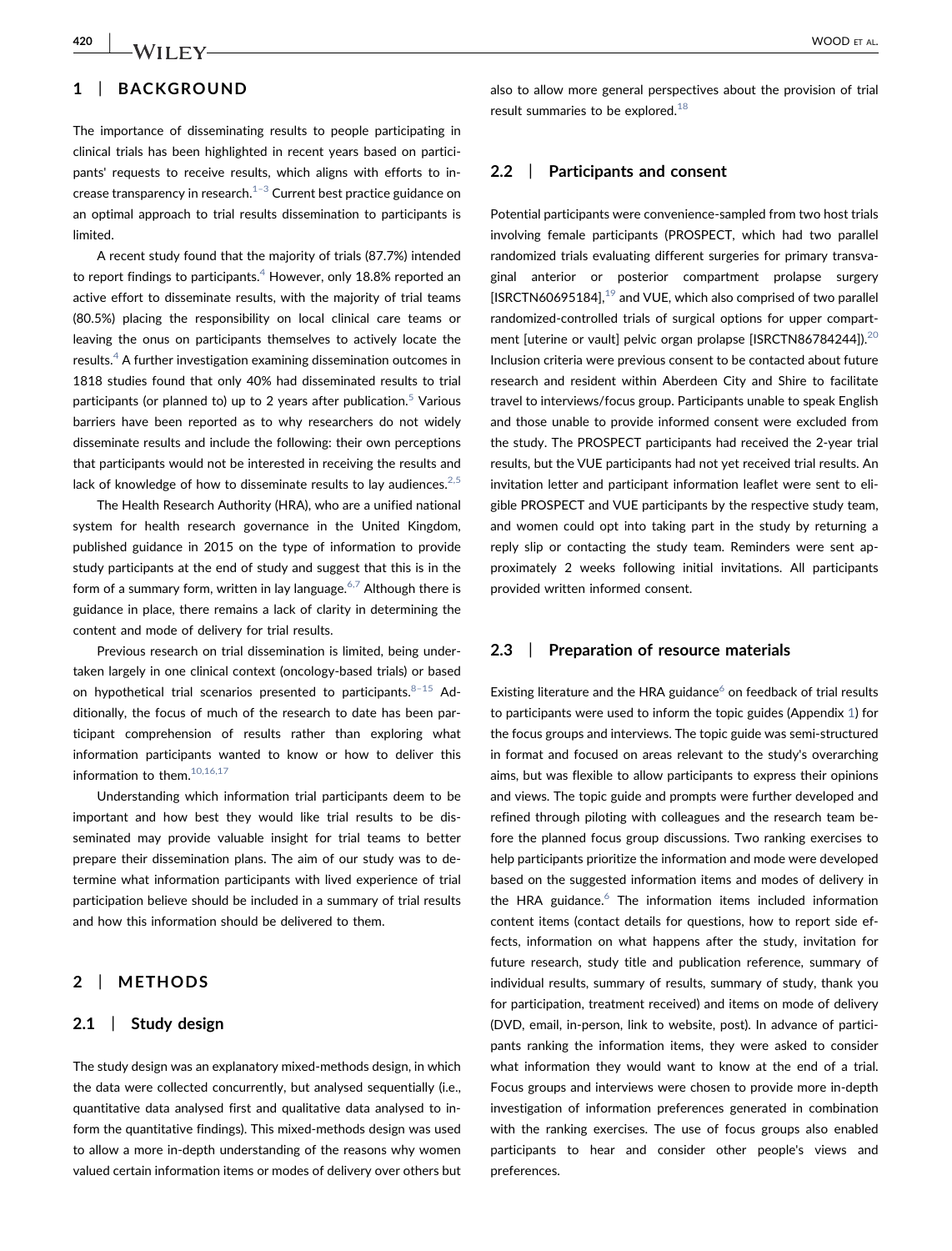## 1 | BACKGROUND

The importance of disseminating results to people participating in clinical trials has been highlighted in recent years based on participants' requests to receive results, which aligns with efforts to increase transparency in research.[1–3] Current best practice guidance on an optimal approach to trial results dissemination to participants is limited.

A recent study found that the majority of trials (87.7%) intended to report findings to participants.[4] However, only 18.8% reported an active effort to disseminate results, with the majority of trial teams (80.5%) placing the responsibility on local clinical care teams or leaving the onus on participants themselves to actively locate the results.[4] A further investigation examining dissemination outcomes in 1818 studies found that only 40% had disseminated results to trial participants (or planned to) up to 2 years after publication.[5] Various barriers have been reported as to why researchers do not widely disseminate results and include the following: their own perceptions that participants would not be interested in receiving the results and lack of knowledge of how to disseminate results to lay audiences.[2,5]

The Health Research Authority (HRA), who are a unified national system for health research governance in the United Kingdom, published guidance in 2015 on the type of information to provide study participants at the end of study and suggest that this is in the form of a summary form, written in lay language.[6,7] Although there is guidance in place, there remains a lack of clarity in determining the content and mode of delivery for trial results.

Previous research on trial dissemination is limited, being undertaken largely in one clinical context (oncology-based trials) or based on hypothetical trial scenarios presented to participants.[8–15] Additionally, the focus of much of the research to date has been participant comprehension of results rather than exploring what information participants wanted to know or how to deliver this information to them.[10,16,17]

Understanding which information trial participants deem to be important and how best they would like trial results to be disseminated may provide valuable insight for trial teams to better prepare their dissemination plans. The aim of our study was to determine what information participants with lived experience of trial participation believe should be included in a summary of trial results and how this information should be delivered to them.

## 2 | METHODS

### 2.1 | Study design

The study design was an explanatory mixed-methods design, in which the data were collected concurrently, but analysed sequentially (i.e., quantitative data analysed first and qualitative data analysed to inform the quantitative findings). This mixed-methods design was used to allow a more in-depth understanding of the reasons why women valued certain information items or modes of delivery over others but also to allow more general perspectives about the provision of trial result summaries to be explored.[18]

### 2.2 | Participants and consent

Potential participants were convenience-sampled from two host trials involving female participants (PROSPECT, which had two parallel randomized trials evaluating different surgeries for primary transvaginal anterior or posterior compartment prolapse surgery [ISRCTN60695184],[19] and VUE, which also comprised of two parallel randomized-controlled trials of surgical options for upper compartment [uterine or vault] pelvic organ prolapse [ISRCTN86784244]).[20] Inclusion criteria were previous consent to be contacted about future research and resident within Aberdeen City and Shire to facilitate travel to interviews/focus group. Participants unable to speak English and those unable to provide informed consent were excluded from the study. The PROSPECT participants had received the 2-year trial results, but the VUE participants had not yet received trial results. An invitation letter and participant information leaflet were sent to eligible PROSPECT and VUE participants by the respective study team, and women could opt into taking part in the study by returning a reply slip or contacting the study team. Reminders were sent approximately 2 weeks following initial invitations. All participants provided written informed consent.

### 2.3 | Preparation of resource materials

Existing literature and the HRA guidance[6] on feedback of trial results to participants were used to inform the topic guides (Appendix 1) for the focus groups and interviews. The topic guide was semi-structured in format and focused on areas relevant to the study's overarching aims, but was flexible to allow participants to express their opinions and views. The topic guide and prompts were further developed and refined through piloting with colleagues and the research team before the planned focus group discussions. Two ranking exercises to help participants prioritize the information and mode were developed based on the suggested information items and modes of delivery in the HRA guidance.[6] The information items included information content items (contact details for questions, how to report side effects, information on what happens after the study, invitation for future research, study title and publication reference, summary of individual results, summary of results, summary of study, thank you for participation, treatment received) and items on mode of delivery (DVD, email, in-person, link to website, post). In advance of participants ranking the information items, they were asked to consider what information they would want to know at the end of a trial. Focus groups and interviews were chosen to provide more in-depth investigation of information preferences generated in combination with the ranking exercises. The use of focus groups also enabled participants to hear and consider other people's views and preferences.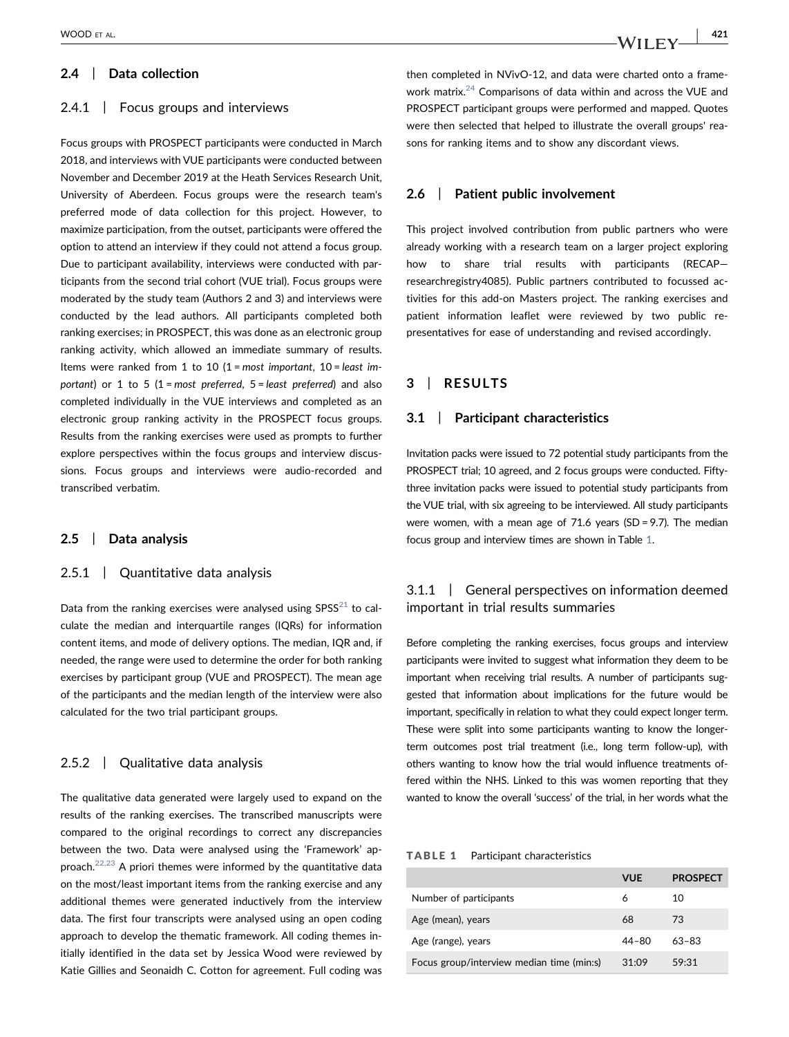### 2.4 | Data collection

#### 2.4.1 | Focus groups and interviews

Focus groups with PROSPECT participants were conducted in March 2018, and interviews with VUE participants were conducted between November and December 2019 at the Heath Services Research Unit, University of Aberdeen. Focus groups were the research team's preferred mode of data collection for this project. However, to maximize participation, from the outset, participants were offered the option to attend an interview if they could not attend a focus group. Due to participant availability, interviews were conducted with participants from the second trial cohort (VUE trial). Focus groups were moderated by the study team (Authors 2 and 3) and interviews were conducted by the lead authors. All participants completed both ranking exercises; in PROSPECT, this was done as an electronic group ranking activity, which allowed an immediate summary of results. Items were ranked from 1 to 10 (1 = *most important*, 10 = *least important*) or 1 to 5 (1 = *most preferred*, 5 = *least preferred*) and also completed individually in the VUE interviews and completed as an electronic group ranking activity in the PROSPECT focus groups. Results from the ranking exercises were used as prompts to further explore perspectives within the focus groups and interview discussions. Focus groups and interviews were audio-recorded and transcribed verbatim.

### 2.5 | Data analysis

#### 2.5.1 | Quantitative data analysis

Data from the ranking exercises were analysed using SPSS[21] to calculate the median and interquartile ranges (IQRs) for information content items, and mode of delivery options. The median, IQR and, if needed, the range were used to determine the order for both ranking exercises by participant group (VUE and PROSPECT). The mean age of the participants and the median length of the interview were also calculated for the two trial participant groups.

#### 2.5.2 | Qualitative data analysis

The qualitative data generated were largely used to expand on the results of the ranking exercises. The transcribed manuscripts were compared to the original recordings to correct any discrepancies between the two. Data were analysed using the 'Framework' approach.[22,23] A priori themes were informed by the quantitative data on the most/least important items from the ranking exercise and any additional themes were generated inductively from the interview data. The first four transcripts were analysed using an open coding approach to develop the thematic framework. All coding themes initially identified in the data set by Jessica Wood were reviewed by Katie Gillies and Seonaidh C. Cotton for agreement. Full coding was then completed in NVivO-12, and data were charted onto a framework matrix.[24] Comparisons of data within and across the VUE and PROSPECT participant groups were performed and mapped. Quotes were then selected that helped to illustrate the overall groups' reasons for ranking items and to show any discordant views.

### 2.6 | Patient public involvement

This project involved contribution from public partners who were already working with a research team on a larger project exploring how to share trial results with participants (RECAP—researchregistry4085). Public partners contributed to focussed activities for this add-on Masters project. The ranking exercises and patient information leaflet were reviewed by two public representatives for ease of understanding and revised accordingly.

## 3 | RESULTS

### 3.1 | Participant characteristics

Invitation packs were issued to 72 potential study participants from the PROSPECT trial; 10 agreed, and 2 focus groups were conducted. Fifty-three invitation packs were issued to potential study participants from the VUE trial, with six agreeing to be interviewed. All study participants were women, with a mean age of 71.6 years (SD = 9.7). The median focus group and interview times are shown in Table 1.

#### 3.1.1 | General perspectives on information deemed important in trial results summaries

Before completing the ranking exercises, focus groups and interview participants were invited to suggest what information they deem to be important when receiving trial results. A number of participants suggested that information about implications for the future would be important, specifically in relation to what they could expect longer term. These were split into some participants wanting to know the longer-term outcomes post trial treatment (i.e., long term follow-up), with others wanting to know how the trial would influence treatments offered within the NHS. Linked to this was women reporting that they wanted to know the overall 'success' of the trial, in her words what the

**TABLE 1** Participant characteristics

| | VUE | PROSPECT |
|---|---|---|
| Number of participants | 6 | 10 |
| Age (mean), years | 68 | 73 |
| Age (range), years | 44–80 | 63–83 |
| Focus group/interview median time (min:s) | 31:09 | 59:31 |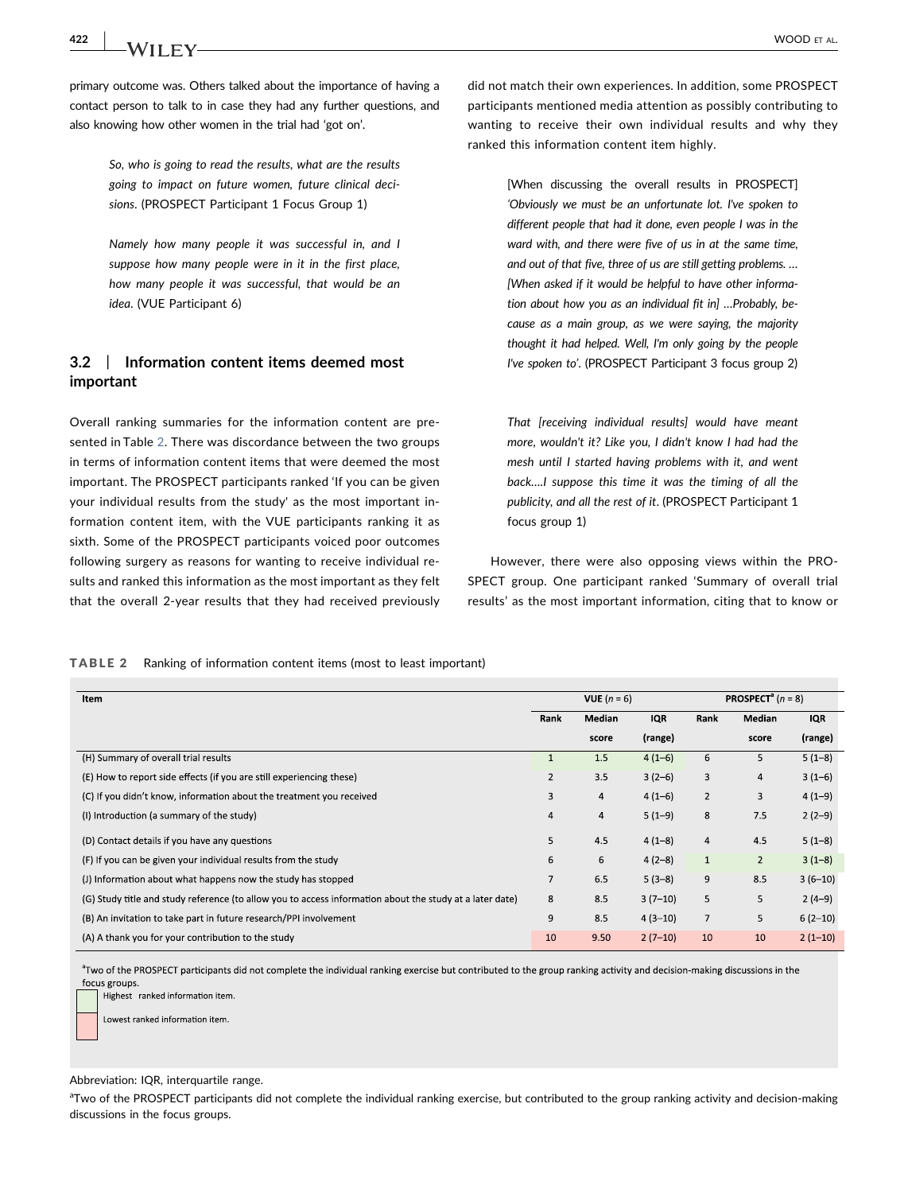primary outcome was. Others talked about the importance of having a contact person to talk to in case they had any further questions, and also knowing how other women in the trial had 'got on'.

> *So, who is going to read the results, what are the results going to impact on future women, future clinical decisions*. (PROSPECT Participant 1 Focus Group 1)

> *Namely how many people it was successful in, and I suppose how many people were in it in the first place, how many people it was successful, that would be an idea*. (VUE Participant 6)

### 3.2 | Information content items deemed most important

Overall ranking summaries for the information content are presented in Table 2. There was discordance between the two groups in terms of information content items that were deemed the most important. The PROSPECT participants ranked 'If you can be given your individual results from the study' as the most important information content item, with the VUE participants ranking it as sixth. Some of the PROSPECT participants voiced poor outcomes following surgery as reasons for wanting to receive individual results and ranked this information as the most important as they felt that the overall 2-year results that they had received previously did not match their own experiences. In addition, some PROSPECT participants mentioned media attention as possibly contributing to wanting to receive their own individual results and why they ranked this information content item highly.

> [When discussing the overall results in PROSPECT] *'Obviously we must be an unfortunate lot. I've spoken to different people that had it done, even people I was in the ward with, and there were five of us in at the same time, and out of that five, three of us are still getting problems. … [When asked if it would be helpful to have other information about how you as an individual fit in] …Probably, because as a main group, as we were saying, the majority thought it had helped. Well, I'm only going by the people I've spoken to'*. (PROSPECT Participant 3 focus group 2)

> *That [receiving individual results] would have meant more, wouldn't it? Like you, I didn't know I had had the mesh until I started having problems with it, and went back….I suppose this time it was the timing of all the publicity, and all the rest of it*. (PROSPECT Participant 1 focus group 1)

However, there were also opposing views within the PROSPECT group. One participant ranked 'Summary of overall trial results' as the most important information, citing that to know or

**TABLE 2** Ranking of information content items (most to least important)

| Item | VUE (n = 6) | | | PROSPECT[a] (n = 8) | | |
|---|---|---|---|---|---|---|
| | Rank | Median score | IQR (range) | Rank | Median score | IQR (range) |
| (H) Summary of overall trial results | 1 | 1.5 | 4 (1–6) | 6 | 5 | 5 (1–8) |
| (E) How to report side effects (if you are still experiencing these) | 2 | 3.5 | 3 (2–6) | 3 | 4 | 3 (1–6) |
| (C) If you didn't know, information about the treatment you received | 3 | 4 | 4 (1–6) | 2 | 3 | 4 (1–9) |
| (I) Introduction (a summary of the study) | 4 | 4 | 5 (1–9) | 8 | 7.5 | 2 (2–9) |
| (D) Contact details if you have any questions | 5 | 4.5 | 4 (1–8) | 4 | 4.5 | 5 (1–8) |
| (F) If you can be given your individual results from the study | 6 | 6 | 4 (2–8) | 1 | 2 | 3 (1–8) |
| (J) Information about what happens now the study has stopped | 7 | 6.5 | 5 (3–8) | 9 | 8.5 | 3 (6–10) |
| (G) Study title and study reference (to allow you to access information about the study at a later date) | 8 | 8.5 | 3 (7–10) | 5 | 5 | 2 (4–9) |
| (B) An invitation to take part in future research/PPI involvement | 9 | 8.5 | 4 (3–10) | 7 | 5 | 6 (2–10) |
| (A) A thank you for your contribution to the study | 10 | 9.50 | 2 (7–10) | 10 | 10 | 2 (1–10) |

[a]Two of the PROSPECT participants did not complete the individual ranking exercise but contributed to the group ranking activity and decision-making discussions in the focus groups.

Highest ranked information item.

Lowest ranked information item.

Abbreviation: IQR, interquartile range.

[a]Two of the PROSPECT participants did not complete the individual ranking exercise, but contributed to the group ranking activity and decision-making discussions in the focus groups.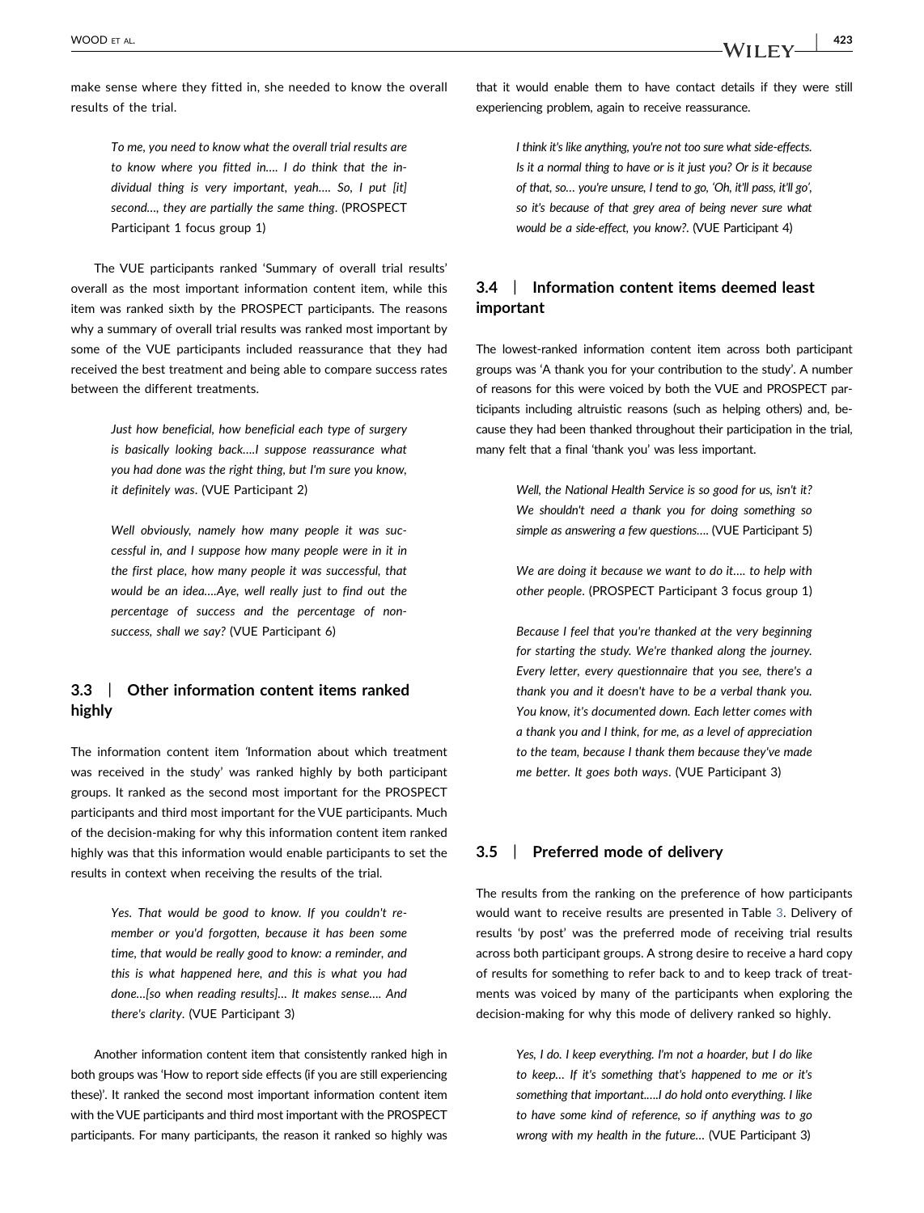make sense where they fitted in, she needed to know the overall results of the trial.

> *To me, you need to know what the overall trial results are to know where you fitted in.... I do think that the individual thing is very important, yeah.... So, I put [it] second...., they are partially the same thing*. (PROSPECT Participant 1 focus group 1)

The VUE participants ranked 'Summary of overall trial results' overall as the most important information content item, while this item was ranked sixth by the PROSPECT participants. The reasons why a summary of overall trial results was ranked most important by some of the VUE participants included reassurance that they had received the best treatment and being able to compare success rates between the different treatments.

> *Just how beneficial, how beneficial each type of surgery is basically looking back....I suppose reassurance what you had done was the right thing, but I'm sure you know, it definitely was*. (VUE Participant 2)

> *Well obviously, namely how many people it was successful in, and I suppose how many people were in it in the first place, how many people it was successful, that would be an idea....Aye, well really just to find out the percentage of success and the percentage of non-success, shall we say?* (VUE Participant 6)

### 3.3 | Other information content items ranked highly

The information content item 'Information about which treatment was received in the study' was ranked highly by both participant groups. It ranked as the second most important for the PROSPECT participants and third most important for the VUE participants. Much of the decision-making for why this information content item ranked highly was that this information would enable participants to set the results in context when receiving the results of the trial.

> *Yes. That would be good to know. If you couldn't remember or you'd forgotten, because it has been some time, that would be really good to know: a reminder, and this is what happened here, and this is what you had done...[so when reading results]... It makes sense.... And there's clarity*. (VUE Participant 3)

Another information content item that consistently ranked high in both groups was 'How to report side effects (if you are still experiencing these)'. It ranked the second most important information content item with the VUE participants and third most important with the PROSPECT participants. For many participants, the reason it ranked so highly was that it would enable them to have contact details if they were still experiencing problem, again to receive reassurance.

> *I think it's like anything, you're not too sure what side-effects. Is it a normal thing to have or is it just you? Or is it because of that, so... you're unsure, I tend to go, 'Oh, it'll pass, it'll go', so it's because of that grey area of being never sure what would be a side-effect, you know?*. (VUE Participant 4)

### 3.4 | Information content items deemed least important

The lowest-ranked information content item across both participant groups was 'A thank you for your contribution to the study'. A number of reasons for this were voiced by both the VUE and PROSPECT participants including altruistic reasons (such as helping others) and, because they had been thanked throughout their participation in the trial, many felt that a final 'thank you' was less important.

> *Well, the National Health Service is so good for us, isn't it? We shouldn't need a thank you for doing something so simple as answering a few questions....* (VUE Participant 5)

> *We are doing it because we want to do it.... to help with other people*. (PROSPECT Participant 3 focus group 1)

> *Because I feel that you're thanked at the very beginning for starting the study. We're thanked along the journey. Every letter, every questionnaire that you see, there's a thank you and it doesn't have to be a verbal thank you. You know, it's documented down. Each letter comes with a thank you and I think, for me, as a level of appreciation to the team, because I thank them because they've made me better. It goes both ways*. (VUE Participant 3)

### 3.5 | Preferred mode of delivery

The results from the ranking on the preference of how participants would want to receive results are presented in Table 3. Delivery of results 'by post' was the preferred mode of receiving trial results across both participant groups. A strong desire to receive a hard copy of results for something to refer back to and to keep track of treatments was voiced by many of the participants when exploring the decision-making for why this mode of delivery ranked so highly.

> *Yes, I do. I keep everything. I'm not a hoarder, but I do like to keep... If it's something that's happened to me or it's something that important.....I do hold onto everything. I like to have some kind of reference, so if anything was to go wrong with my health in the future...* (VUE Participant 3)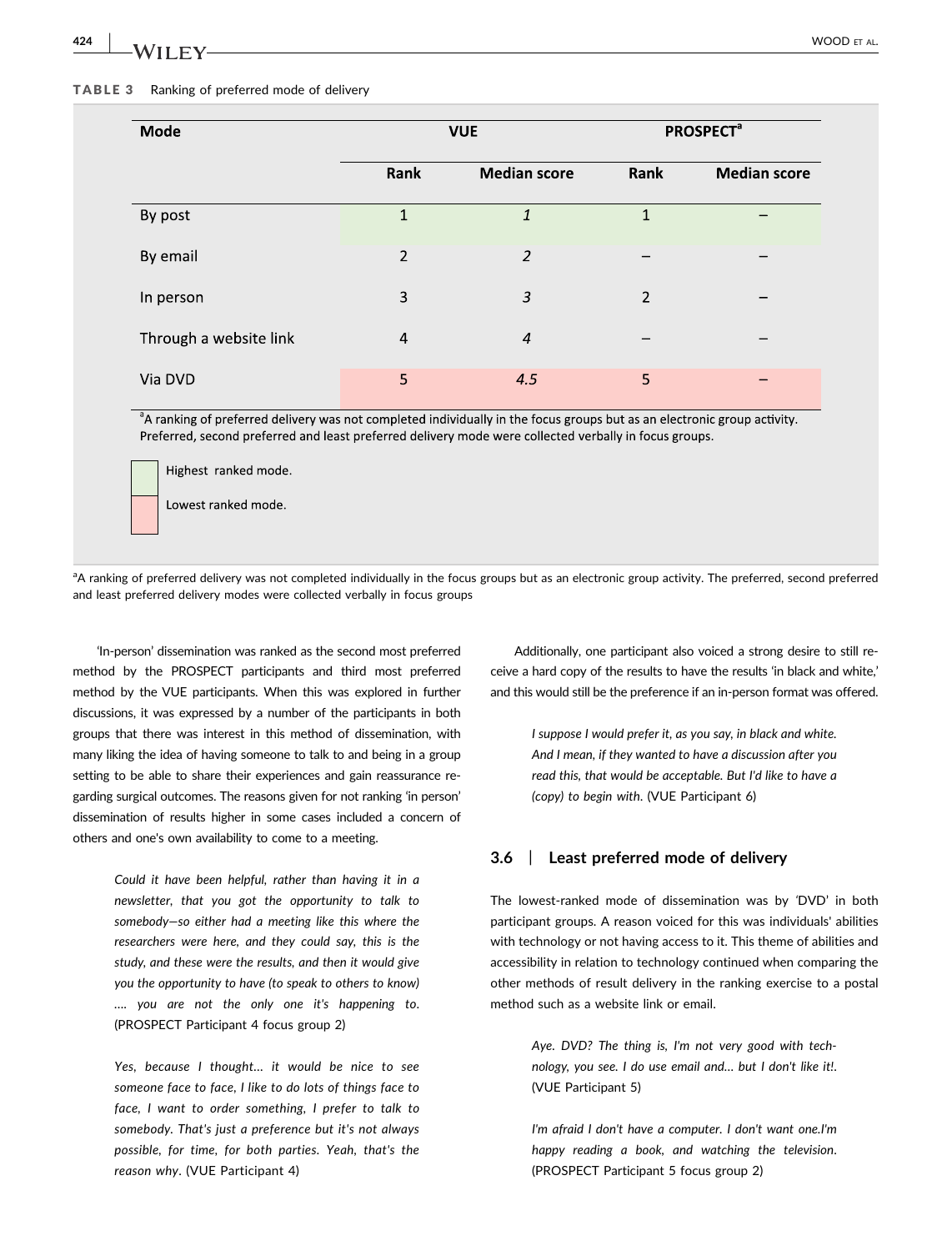**TABLE 3** Ranking of preferred mode of delivery

| Mode | VUE | | PROSPECT[a] | |
|---|---|---|---|---|
| | Rank | Median score | Rank | Median score |
| By post | 1 | *1* | 1 | – |
| By email | 2 | *2* | – | – |
| In person | 3 | *3* | 2 | – |
| Through a website link | 4 | *4* | – | – |
| Via DVD | 5 | *4.5* | 5 | – |

[a]A ranking of preferred delivery was not completed individually in the focus groups but as an electronic group activity. Preferred, second preferred and least preferred delivery mode were collected verbally in focus groups.

Highest ranked mode.

Lowest ranked mode.

[a]A ranking of preferred delivery was not completed individually in the focus groups but as an electronic group activity. The preferred, second preferred and least preferred delivery modes were collected verbally in focus groups

'In-person' dissemination was ranked as the second most preferred method by the PROSPECT participants and third most preferred method by the VUE participants. When this was explored in further discussions, it was expressed by a number of the participants in both groups that there was interest in this method of dissemination, with many liking the idea of having someone to talk to and being in a group setting to be able to share their experiences and gain reassurance regarding surgical outcomes. The reasons given for not ranking 'in person' dissemination of results higher in some cases included a concern of others and one's own availability to come to a meeting.

> *Could it have been helpful, rather than having it in a newsletter, that you got the opportunity to talk to somebody—so either had a meeting like this where the researchers were here, and they could say, this is the study, and these were the results, and then it would give you the opportunity to have (to speak to others to know) …. you are not the only one it's happening to*. (PROSPECT Participant 4 focus group 2)

> *Yes, because I thought… it would be nice to see someone face to face, I like to do lots of things face to face, I want to order something, I prefer to talk to somebody. That's just a preference but it's not always possible, for time, for both parties. Yeah, that's the reason why*. (VUE Participant 4)

Additionally, one participant also voiced a strong desire to still receive a hard copy of the results to have the results 'in black and white,' and this would still be the preference if an in-person format was offered.

> *I suppose I would prefer it, as you say, in black and white. And I mean, if they wanted to have a discussion after you read this, that would be acceptable. But I'd like to have a (copy) to begin with*. (VUE Participant 6)

### 3.6 | Least preferred mode of delivery

The lowest-ranked mode of dissemination was by 'DVD' in both participant groups. A reason voiced for this was individuals' abilities with technology or not having access to it. This theme of abilities and accessibility in relation to technology continued when comparing the other methods of result delivery in the ranking exercise to a postal method such as a website link or email.

> *Aye. DVD? The thing is, I'm not very good with technology, you see. I do use email and… but I don't like it!*. (VUE Participant 5)

> *I'm afraid I don't have a computer. I don't want one.I'm happy reading a book, and watching the television*. (PROSPECT Participant 5 focus group 2)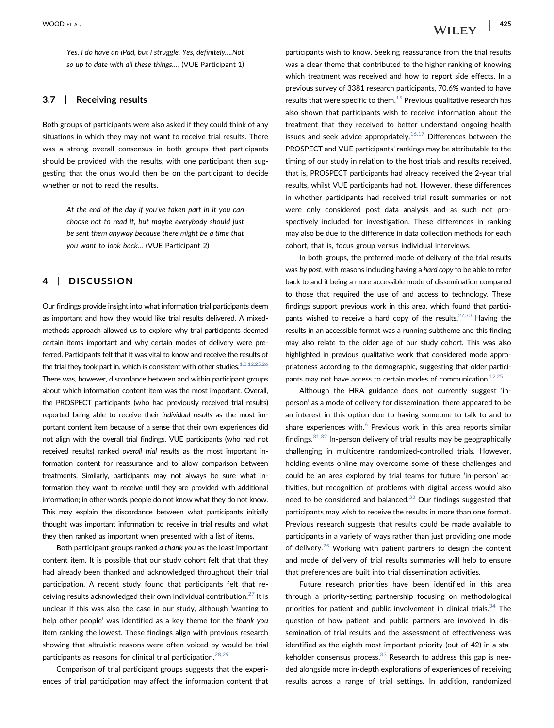> *Yes. I do have an iPad, but I struggle. Yes, definitely….Not so up to date with all these things….* (VUE Participant 1)

### 3.7 | Receiving results

Both groups of participants were also asked if they could think of any situations in which they may not want to receive trial results. There was a strong overall consensus in both groups that participants should be provided with the results, with one participant then suggesting that the onus would then be on the participant to decide whether or not to read the results.

> *At the end of the day if you've taken part in it you can choose not to read it, but maybe everybody should just be sent them anyway because there might be a time that you want to look back…* (VUE Participant 2)

## 4 | DISCUSSION

Our findings provide insight into what information trial participants deem as important and how they would like trial results delivered. A mixed-methods approach allowed us to explore why trial participants deemed certain items important and why certain modes of delivery were preferred. Participants felt that it was vital to know and receive the results of the trial they took part in, which is consistent with other studies.[1,8,12,25,26] There was, however, discordance between and within participant groups about which information content item was the most important. Overall, the PROSPECT participants (who had previously received trial results) reported being able to receive their *individual results* as the most important content item because of a sense that their own experiences did not align with the overall trial findings. VUE participants (who had not received results) ranked *overall trial results* as the most important information content for reassurance and to allow comparison between treatments. Similarly, participants may not always be sure what information they want to receive until they are provided with additional information; in other words, people do not know what they do not know. This may explain the discordance between what participants initially thought was important information to receive in trial results and what they then ranked as important when presented with a list of items.

Both participant groups ranked *a thank you* as the least important content item. It is possible that our study cohort felt that that they had already been thanked and acknowledged throughout their trial participation. A recent study found that participants felt that receiving results acknowledged their own individual contribution.[27] It is unclear if this was also the case in our study, although 'wanting to help other people' was identified as a key theme for the *thank you* item ranking the lowest. These findings align with previous research showing that altruistic reasons were often voiced by would-be trial participants as reasons for clinical trial participation.[28,29]

Comparison of trial participant groups suggests that the experiences of trial participation may affect the information content that participants wish to know. Seeking reassurance from the trial results was a clear theme that contributed to the higher ranking of knowing which treatment was received and how to report side effects. In a previous survey of 3381 research participants, 70.6% wanted to have results that were specific to them.[15] Previous qualitative research has also shown that participants wish to receive information about the treatment that they received to better understand ongoing health issues and seek advice appropriately.[16,17] Differences between the PROSPECT and VUE participants' rankings may be attributable to the timing of our study in relation to the host trials and results received, that is, PROSPECT participants had already received the 2-year trial results, whilst VUE participants had not. However, these differences in whether participants had received trial result summaries or not were only considered post data analysis and as such not prospectively included for investigation. These differences in ranking may also be due to the difference in data collection methods for each cohort, that is, focus group versus individual interviews.

In both groups, the preferred mode of delivery of the trial results was *by post*, with reasons including having a *hard copy* to be able to refer back to and it being a more accessible mode of dissemination compared to those that required the use of and access to technology. These findings support previous work in this area, which found that participants wished to receive a hard copy of the results.[27,30] Having the results in an accessible format was a running subtheme and this finding may also relate to the older age of our study cohort. This was also highlighted in previous qualitative work that considered mode appropriateness according to the demographic, suggesting that older participants may not have access to certain modes of communication.[12,25]

Although the HRA guidance does not currently suggest 'in-person' as a mode of delivery for dissemination, there appeared to be an interest in this option due to having someone to talk to and to share experiences with.[6] Previous work in this area reports similar findings.[31,32] In-person delivery of trial results may be geographically challenging in multicentre randomized-controlled trials. However, holding events online may overcome some of these challenges and could be an area explored by trial teams for future 'in-person' activities, but recognition of problems with digital access would also need to be considered and balanced.[33] Our findings suggested that participants may wish to receive the results in more than one format. Previous research suggests that results could be made available to participants in a variety of ways rather than just providing one mode of delivery.[25] Working with patient partners to design the content and mode of delivery of trial results summaries will help to ensure that preferences are built into trial dissemination activities.

Future research priorities have been identified in this area through a priority-setting partnership focusing on methodological priorities for patient and public involvement in clinical trials.[34] The question of how patient and public partners are involved in dissemination of trial results and the assessment of effectiveness was identified as the eighth most important priority (out of 42) in a stakeholder consensus process.[33] Research to address this gap is needed alongside more in-depth explorations of experiences of receiving results across a range of trial settings. In addition, randomized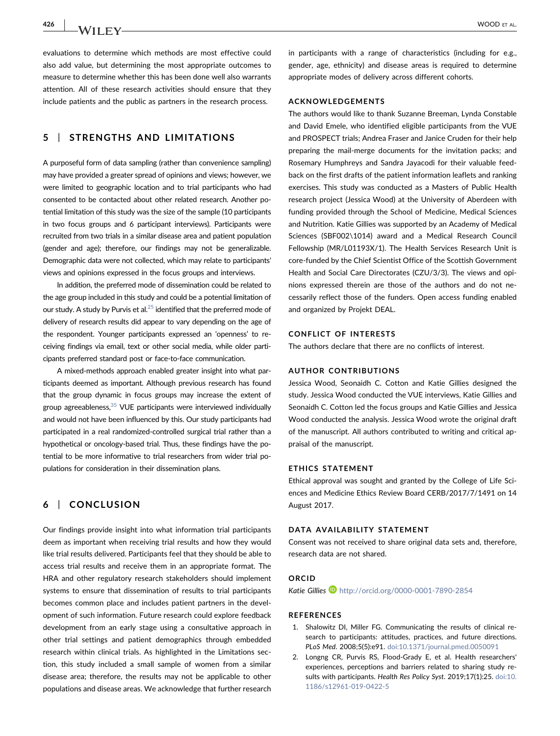evaluations to determine which methods are most effective could also add value, but determining the most appropriate outcomes to measure to determine whether this has been done well also warrants attention. All of these research activities should ensure that they include patients and the public as partners in the research process.

## 5 | STRENGTHS AND LIMITATIONS

A purposeful form of data sampling (rather than convenience sampling) may have provided a greater spread of opinions and views; however, we were limited to geographic location and to trial participants who had consented to be contacted about other related research. Another potential limitation of this study was the size of the sample (10 participants in two focus groups and 6 participant interviews). Participants were recruited from two trials in a similar disease area and patient population (gender and age); therefore, our findings may not be generalizable. Demographic data were not collected, which may relate to participants' views and opinions expressed in the focus groups and interviews.

In addition, the preferred mode of dissemination could be related to the age group included in this study and could be a potential limitation of our study. A study by Purvis et al.[25] identified that the preferred mode of delivery of research results did appear to vary depending on the age of the respondent. Younger participants expressed an 'openness' to receiving findings via email, text or other social media, while older participants preferred standard post or face-to-face communication.

A mixed-methods approach enabled greater insight into what participants deemed as important. Although previous research has found that the group dynamic in focus groups may increase the extent of group agreeableness,[35] VUE participants were interviewed individually and would not have been influenced by this. Our study participants had participated in a real randomized-controlled surgical trial rather than a hypothetical or oncology-based trial. Thus, these findings have the potential to be more informative to trial researchers from wider trial populations for consideration in their dissemination plans.

## 6 | CONCLUSION

Our findings provide insight into what information trial participants deem as important when receiving trial results and how they would like trial results delivered. Participants feel that they should be able to access trial results and receive them in an appropriate format. The HRA and other regulatory research stakeholders should implement systems to ensure that dissemination of results to trial participants becomes common place and includes patient partners in the development of such information. Future research could explore feedback development from an early stage using a consultative approach in other trial settings and patient demographics through embedded research within clinical trials. As highlighted in the Limitations section, this study included a small sample of women from a similar disease area; therefore, the results may not be applicable to other populations and disease areas. We acknowledge that further research in participants with a range of characteristics (including for e.g., gender, age, ethnicity) and disease areas is required to determine appropriate modes of delivery across different cohorts.

### ACKNOWLEDGEMENTS

The authors would like to thank Suzanne Breeman, Lynda Constable and David Emele, who identified eligible participants from the VUE and PROSPECT trials; Andrea Fraser and Janice Cruden for their help preparing the mail-merge documents for the invitation packs; and Rosemary Humphreys and Sandra Jayacodi for their valuable feedback on the first drafts of the patient information leaflets and ranking exercises. This study was conducted as a Masters of Public Health research project (Jessica Wood) at the University of Aberdeen with funding provided through the School of Medicine, Medical Sciences and Nutrition. Katie Gillies was supported by an Academy of Medical Sciences (SBF002\1014) award and a Medical Research Council Fellowship (MR/L01193X/1). The Health Services Research Unit is core-funded by the Chief Scientist Office of the Scottish Government Health and Social Care Directorates (CZU/3/3). The views and opinions expressed therein are those of the authors and do not necessarily reflect those of the funders. Open access funding enabled and organized by Projekt DEAL.

### CONFLICT OF INTERESTS

The authors declare that there are no conflicts of interest.

### AUTHOR CONTRIBUTIONS

Jessica Wood, Seonaidh C. Cotton and Katie Gillies designed the study. Jessica Wood conducted the VUE interviews, Katie Gillies and Seonaidh C. Cotton led the focus groups and Katie Gillies and Jessica Wood conducted the analysis. Jessica Wood wrote the original draft of the manuscript. All authors contributed to writing and critical appraisal of the manuscript.

### ETHICS STATEMENT

Ethical approval was sought and granted by the College of Life Sciences and Medicine Ethics Review Board CERB/2017/7/1491 on 14 August 2017.

### DATA AVAILABILITY STATEMENT

Consent was not received to share original data sets and, therefore, research data are not shared.

### ORCID

*Katie Gillies* http://orcid.org/0000-0001-7890-2854

### REFERENCES

1. Shalowitz DI, Miller FG. Communicating the results of clinical research to participants: attitudes, practices, and future directions. *PLoS Med*. 2008;5(5):e91. doi:10.1371/journal.pmed.0050091
2. Longng CR, Purvis RS, Flood-Grady E, et al. Health researchers' experiences, perceptions and barriers related to sharing study results with participants. *Health Res Policy Syst*. 2019;17(1):25. doi:10.1186/s12961-019-0422-5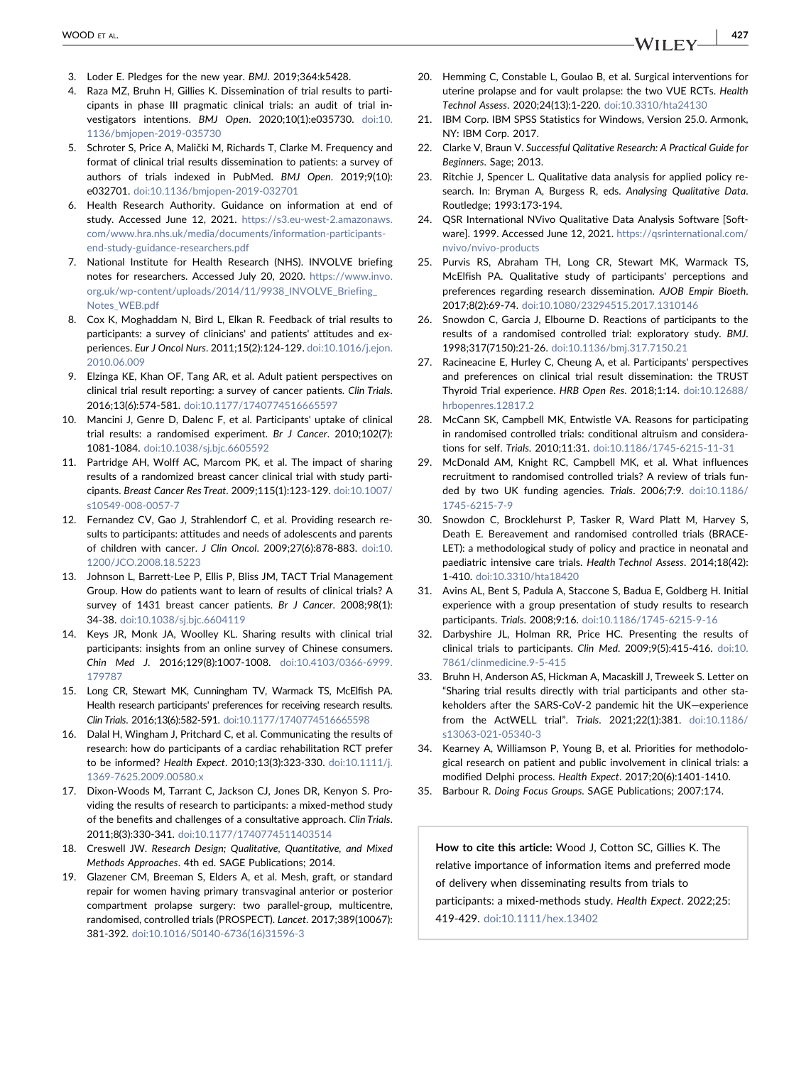3. Loder E. Pledges for the new year. *BMJ*. 2019;364:k5428.
4. Raza MZ, Bruhn H, Gillies K. Dissemination of trial results to participants in phase III pragmatic clinical trials: an audit of trial investigators intentions. *BMJ Open*. 2020;10(1):e035730. doi:10.1136/bmjopen-2019-035730
5. Schroter S, Price A, Malički M, Richards T, Clarke M. Frequency and format of clinical trial results dissemination to patients: a survey of authors of trials indexed in PubMed. *BMJ Open*. 2019;9(10):e032701. doi:10.1136/bmjopen-2019-032701
6. Health Research Authority. Guidance on information at end of study. Accessed June 12, 2021. https://s3.eu-west-2.amazonaws.com/www.hra.nhs.uk/media/documents/information-participants-end-study-guidance-researchers.pdf
7. National Institute for Health Research (NHS). INVOLVE briefing notes for researchers. Accessed July 20, 2020. https://www.invo.org.uk/wp-content/uploads/2014/11/9938_INVOLVE_Briefing_Notes_WEB.pdf
8. Cox K, Moghaddam N, Bird L, Elkan R. Feedback of trial results to participants: a survey of clinicians' and patients' attitudes and experiences. *Eur J Oncol Nurs*. 2011;15(2):124-129. doi:10.1016/j.ejon.2010.06.009
9. Elzinga KE, Khan OF, Tang AR, et al. Adult patient perspectives on clinical trial result reporting: a survey of cancer patients. *Clin Trials*. 2016;13(6):574-581. doi:10.1177/1740774516665597
10. Mancini J, Genre D, Dalenc F, et al. Participants' uptake of clinical trial results: a randomised experiment. *Br J Cancer*. 2010;102(7):1081-1084. doi:10.1038/sj.bjc.6605592
11. Partridge AH, Wolff AC, Marcom PK, et al. The impact of sharing results of a randomized breast cancer clinical trial with study participants. *Breast Cancer Res Treat*. 2009;115(1):123-129. doi:10.1007/s10549-008-0057-7
12. Fernandez CV, Gao J, Strahlendorf C, et al. Providing research results to participants: attitudes and needs of adolescents and parents of children with cancer. *J Clin Oncol*. 2009;27(6):878-883. doi:10.1200/JCO.2008.18.5223
13. Johnson L, Barrett-Lee P, Ellis P, Bliss JM, TACT Trial Management Group. How do patients want to learn of results of clinical trials? A survey of 1431 breast cancer patients. *Br J Cancer*. 2008;98(1):34-38. doi:10.1038/sj.bjc.6604119
14. Keys JR, Monk JA, Woolley KL. Sharing results with clinical trial participants: insights from an online survey of Chinese consumers. *Chin Med J*. 2016;129(8):1007-1008. doi:10.4103/0366-6999.179787
15. Long CR, Stewart MK, Cunningham TV, Warmack TS, McElfish PA. Health research participants' preferences for receiving research results. *Clin Trials*. 2016;13(6):582-591. doi:10.1177/1740774516665598
16. Dalal H, Wingham J, Pritchard C, et al. Communicating the results of research: how do participants of a cardiac rehabilitation RCT prefer to be informed? *Health Expect*. 2010;13(3):323-330. doi:10.1111/j.1369-7625.2009.00580.x
17. Dixon-Woods M, Tarrant C, Jackson CJ, Jones DR, Kenyon S. Providing the results of research to participants: a mixed-method study of the benefits and challenges of a consultative approach. *Clin Trials*. 2011;8(3):330-341. doi:10.1177/1740774511403514
18. Creswell JW. *Research Design; Qualitative, Quantitative, and Mixed Methods Approaches*. 4th ed. SAGE Publications; 2014.
19. Glazener CM, Breeman S, Elders A, et al. Mesh, graft, or standard repair for women having primary transvaginal anterior or posterior compartment prolapse surgery: two parallel-group, multicentre, randomised, controlled trials (PROSPECT). *Lancet*. 2017;389(10067):381-392. doi:10.1016/S0140-6736(16)31596-3
20. Hemming C, Constable L, Goulao B, et al. Surgical interventions for uterine prolapse and for vault prolapse: the two VUE RCTs. *Health Technol Assess*. 2020;24(13):1-220. doi:10.3310/hta24130
21. IBM Corp. IBM SPSS Statistics for Windows, Version 25.0. Armonk, NY: IBM Corp. 2017.
22. Clarke V, Braun V. *Successful Qalitative Research: A Practical Guide for Beginners*. Sage; 2013.
23. Ritchie J, Spencer L. Qualitative data analysis for applied policy research. In: Bryman A, Burgess R, eds. *Analysing Qualitative Data*. Routledge; 1993:173-194.
24. QSR International NVivo Qualitative Data Analysis Software [Software]. 1999. Accessed June 12, 2021. https://qsrinternational.com/nvivo/nvivo-products
25. Purvis RS, Abraham TH, Long CR, Stewart MK, Warmack TS, McElfish PA. Qualitative study of participants' perceptions and preferences regarding research dissemination. *AJOB Empir Bioeth*. 2017;8(2):69-74. doi:10.1080/23294515.2017.1310146
26. Snowdon C, Garcia J, Elbourne D. Reactions of participants to the results of a randomised controlled trial: exploratory study. *BMJ*. 1998;317(7150):21-26. doi:10.1136/bmj.317.7150.21
27. Racineacine E, Hurley C, Cheung A, et al. Participants' perspectives and preferences on clinical trial result dissemination: the TRUST Thyroid Trial experience. *HRB Open Res*. 2018;1:14. doi:10.12688/hrbopenres.12817.2
28. McCann SK, Campbell MK, Entwistle VA. Reasons for participating in randomised controlled trials: conditional altruism and considerations for self. *Trials*. 2010;11:31. doi:10.1186/1745-6215-11-31
29. McDonald AM, Knight RC, Campbell MK, et al. What influences recruitment to randomised controlled trials? A review of trials funded by two UK funding agencies. *Trials*. 2006;7:9. doi:10.1186/1745-6215-7-9
30. Snowdon C, Brocklehurst P, Tasker R, Ward Platt M, Harvey S, Death E. Bereavement and randomised controlled trials (BRACELET): a methodological study of policy and practice in neonatal and paediatric intensive care trials. *Health Technol Assess*. 2014;18(42):1-410. doi:10.3310/hta18420
31. Avins AL, Bent S, Padula A, Staccone S, Badua E, Goldberg H. Initial experience with a group presentation of study results to research participants. *Trials*. 2008;9:16. doi:10.1186/1745-6215-9-16
32. Darbyshire JL, Holman RR, Price HC. Presenting the results of clinical trials to participants. *Clin Med*. 2009;9(5):415-416. doi:10.7861/clinmedicine.9-5-415
33. Bruhn H, Anderson AS, Hickman A, Macaskill J, Treweek S. Letter on "Sharing trial results directly with trial participants and other stakeholders after the SARS-CoV-2 pandemic hit the UK—experience from the ActWELL trial". *Trials*. 2021;22(1):381. doi:10.1186/s13063-021-05340-3
34. Kearney A, Williamson P, Young B, et al. Priorities for methodological research on patient and public involvement in clinical trials: a modified Delphi process. *Health Expect*. 2017;20(6):1401-1410.
35. Barbour R. *Doing Focus Groups*. SAGE Publications; 2007:174.

**How to cite this article:** Wood J, Cotton SC, Gillies K. The relative importance of information items and preferred mode of delivery when disseminating results from trials to participants: a mixed-methods study. *Health Expect*. 2022;25:419-429. doi:10.1111/hex.13402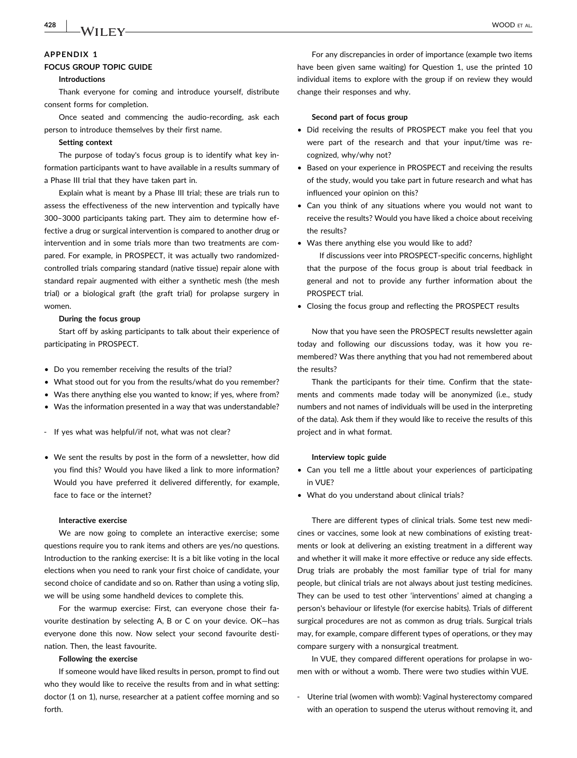## APPENDIX 1

### FOCUS GROUP TOPIC GUIDE

**Introductions**

Thank everyone for coming and introduce yourself, distribute consent forms for completion.

Once seated and commencing the audio-recording, ask each person to introduce themselves by their first name.

**Setting context**

The purpose of today's focus group is to identify what key information participants want to have available in a results summary of a Phase III trial that they have taken part in.

Explain what is meant by a Phase III trial; these are trials run to assess the effectiveness of the new intervention and typically have 300–3000 participants taking part. They aim to determine how effective a drug or surgical intervention is compared to another drug or intervention and in some trials more than two treatments are compared. For example, in PROSPECT, it was actually two randomized-controlled trials comparing standard (native tissue) repair alone with standard repair augmented with either a synthetic mesh (the mesh trial) or a biological graft (the graft trial) for prolapse surgery in women.

**During the focus group**

Start off by asking participants to talk about their experience of participating in PROSPECT.

- Do you remember receiving the results of the trial?
- What stood out for you from the results/what do you remember?
- Was there anything else you wanted to know; if yes, where from?
- Was the information presented in a way that was understandable?

- If yes what was helpful/if not, what was not clear?

- We sent the results by post in the form of a newsletter, how did you find this? Would you have liked a link to more information? Would you have preferred it delivered differently, for example, face to face or the internet?

**Interactive exercise**

We are now going to complete an interactive exercise; some questions require you to rank items and others are yes/no questions. Introduction to the ranking exercise: It is a bit like voting in the local elections when you need to rank your first choice of candidate, your second choice of candidate and so on. Rather than using a voting slip, we will be using some handheld devices to complete this.

For the warmup exercise: First, can everyone chose their favourite destination by selecting A, B or C on your device. OK—has everyone done this now. Now select your second favourite destination. Then, the least favourite.

**Following the exercise**

If someone would have liked results in person, prompt to find out who they would like to receive the results from and in what setting: doctor (1 on 1), nurse, researcher at a patient coffee morning and so forth.

For any discrepancies in order of importance (example two items have been given same waiting) for Question 1, use the printed 10 individual items to explore with the group if on review they would change their responses and why.

**Second part of focus group**

- Did receiving the results of PROSPECT make you feel that you were part of the research and that your input/time was recognized, why/why not?
- Based on your experience in PROSPECT and receiving the results of the study, would you take part in future research and what has influenced your opinion on this?
- Can you think of any situations where you would not want to receive the results? Would you have liked a choice about receiving the results?
- Was there anything else you would like to add?

  If discussions veer into PROSPECT-specific concerns, highlight that the purpose of the focus group is about trial feedback in general and not to provide any further information about the PROSPECT trial.
- Closing the focus group and reflecting the PROSPECT results

Now that you have seen the PROSPECT results newsletter again today and following our discussions today, was it how you remembered? Was there anything that you had not remembered about the results?

Thank the participants for their time. Confirm that the statements and comments made today will be anonymized (i.e., study numbers and not names of individuals will be used in the interpreting of the data). Ask them if they would like to receive the results of this project and in what format.

**Interview topic guide**

- Can you tell me a little about your experiences of participating in VUE?
- What do you understand about clinical trials?

There are different types of clinical trials. Some test new medicines or vaccines, some look at new combinations of existing treatments or look at delivering an existing treatment in a different way and whether it will make it more effective or reduce any side effects. Drug trials are probably the most familiar type of trial for many people, but clinical trials are not always about just testing medicines. They can be used to test other 'interventions' aimed at changing a person's behaviour or lifestyle (for exercise habits). Trials of different surgical procedures are not as common as drug trials. Surgical trials may, for example, compare different types of operations, or they may compare surgery with a nonsurgical treatment.

In VUE, they compared different operations for prolapse in women with or without a womb. There were two studies within VUE.

- Uterine trial (women with womb): Vaginal hysterectomy compared with an operation to suspend the uterus without removing it, and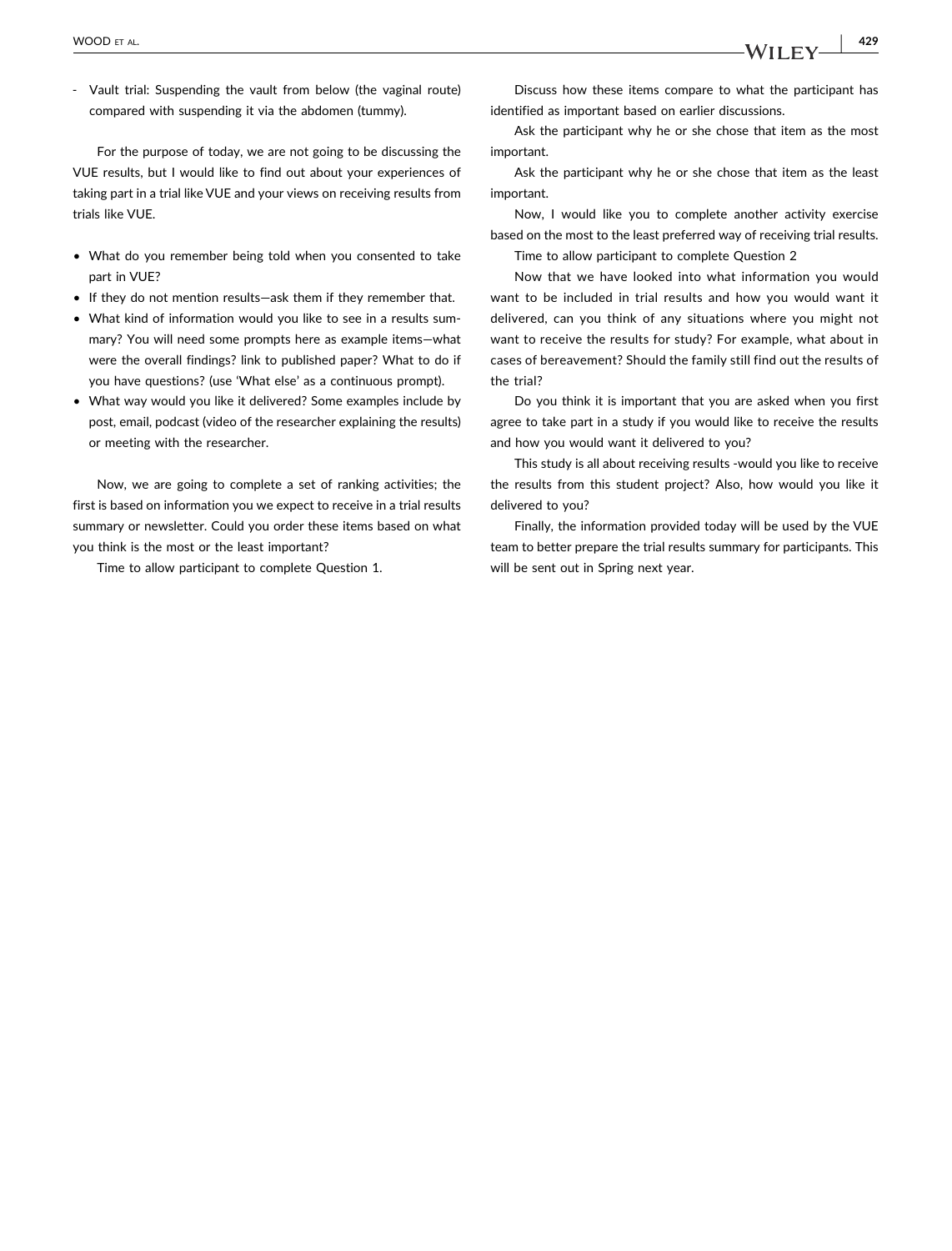- Vault trial: Suspending the vault from below (the vaginal route) compared with suspending it via the abdomen (tummy).

For the purpose of today, we are not going to be discussing the VUE results, but I would like to find out about your experiences of taking part in a trial like VUE and your views on receiving results from trials like VUE.

- What do you remember being told when you consented to take part in VUE?
- If they do not mention results—ask them if they remember that.
- What kind of information would you like to see in a results summary? You will need some prompts here as example items—what were the overall findings? link to published paper? What to do if you have questions? (use 'What else' as a continuous prompt).
- What way would you like it delivered? Some examples include by post, email, podcast (video of the researcher explaining the results) or meeting with the researcher.

Now, we are going to complete a set of ranking activities; the first is based on information you we expect to receive in a trial results summary or newsletter. Could you order these items based on what you think is the most or the least important?

Time to allow participant to complete Question 1.

Discuss how these items compare to what the participant has identified as important based on earlier discussions.

Ask the participant why he or she chose that item as the most important.

Ask the participant why he or she chose that item as the least important.

Now, I would like you to complete another activity exercise based on the most to the least preferred way of receiving trial results.

Time to allow participant to complete Question 2

Now that we have looked into what information you would want to be included in trial results and how you would want it delivered, can you think of any situations where you might not want to receive the results for study? For example, what about in cases of bereavement? Should the family still find out the results of the trial?

Do you think it is important that you are asked when you first agree to take part in a study if you would like to receive the results and how you would want it delivered to you?

This study is all about receiving results -would you like to receive the results from this student project? Also, how would you like it delivered to you?

Finally, the information provided today will be used by the VUE team to better prepare the trial results summary for participants. This will be sent out in Spring next year.